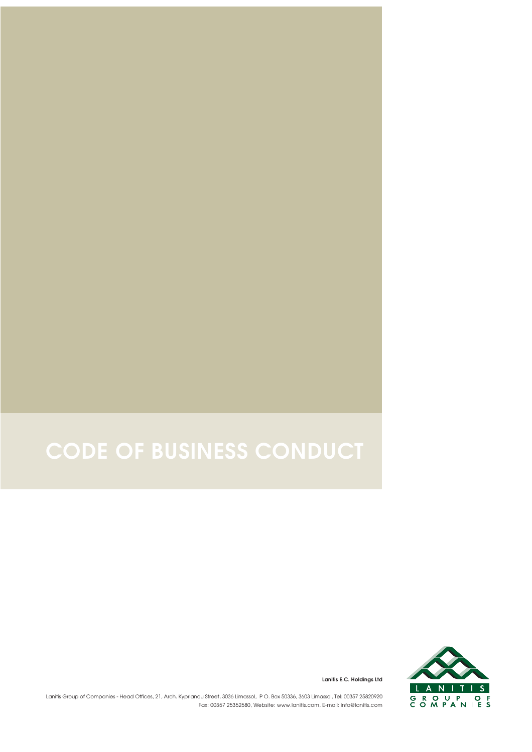# CODE OF BUSINESS CONDUCT

**Lanitis E.C. Holdings Ltd**

Lanitis Group of Companies - Head Offices, 21, Arch. Kyprianou Street, 3036 Limassol, P.O. Box 50336, 3603 Limassol, Tel: 00357 25820920
Fax: 00357 25352580, Website: www.lanitis.com, E-mail: info@lanitis.com

LANITIS
GROUP OF
COMPANIES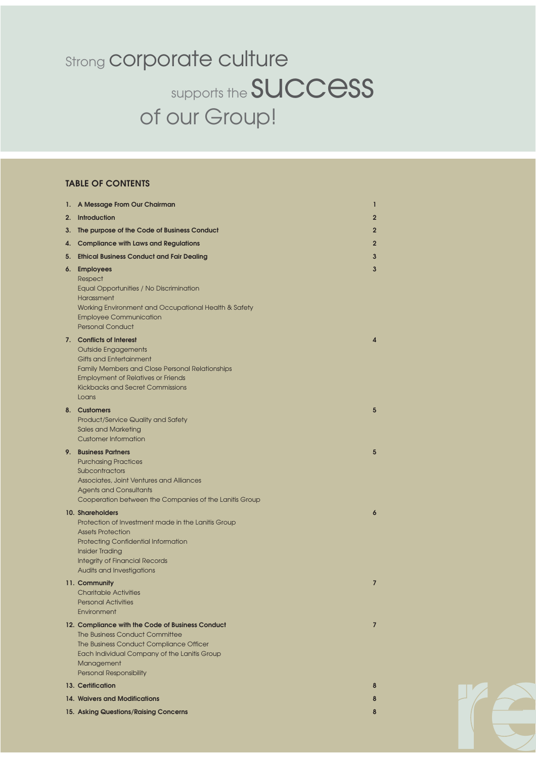Strong corporate culture supports the success of our Group!

## TABLE OF CONTENTS

| | | |
|---|---|---|
| 1. | **A Message From Our Chairman** | 1 |
| 2. | **Introduction** | 2 |
| 3. | **The purpose of the Code of Business Conduct** | 2 |
| 4. | **Compliance with Laws and Regulations** | 2 |
| 5. | **Ethical Business Conduct and Fair Dealing** | 3 |
| 6. | **Employees**<br>Respect<br>Equal Opportunities / No Discrimination<br>Harassment<br>Working Environment and Occupational Health & Safety<br>Employee Communication<br>Personal Conduct | 3 |
| 7. | **Conflicts of Interest**<br>Outside Engagements<br>Gifts and Entertainment<br>Family Members and Close Personal Relationships<br>Employment of Relatives or Friends<br>Kickbacks and Secret Commissions<br>Loans | 4 |
| 8. | **Customers**<br>Product/Service Quality and Safety<br>Sales and Marketing<br>Customer Information | 5 |
| 9. | **Business Partners**<br>Purchasing Practices<br>Subcontractors<br>Associates, Joint Ventures and Alliances<br>Agents and Consultants<br>Cooperation between the Companies of the Lanitis Group | 5 |
| 10. | **Shareholders**<br>Protection of Investment made in the Lanitis Group<br>Assets Protection<br>Protecting Confidential Information<br>Insider Trading<br>Integrity of Financial Records<br>Audits and Investigations | 6 |
| 11. | **Community**<br>Charitable Activities<br>Personal Activities<br>Environment | 7 |
| 12. | **Compliance with the Code of Business Conduct**<br>The Business Conduct Committee<br>The Business Conduct Compliance Officer<br>Each Individual Company of the Lanitis Group<br>Management<br>Personal Responsibility | 7 |
| 13. | **Certification** | 8 |
| 14. | **Waivers and Modifications** | 8 |
| 15. | **Asking Questions/Raising Concerns** | 8 |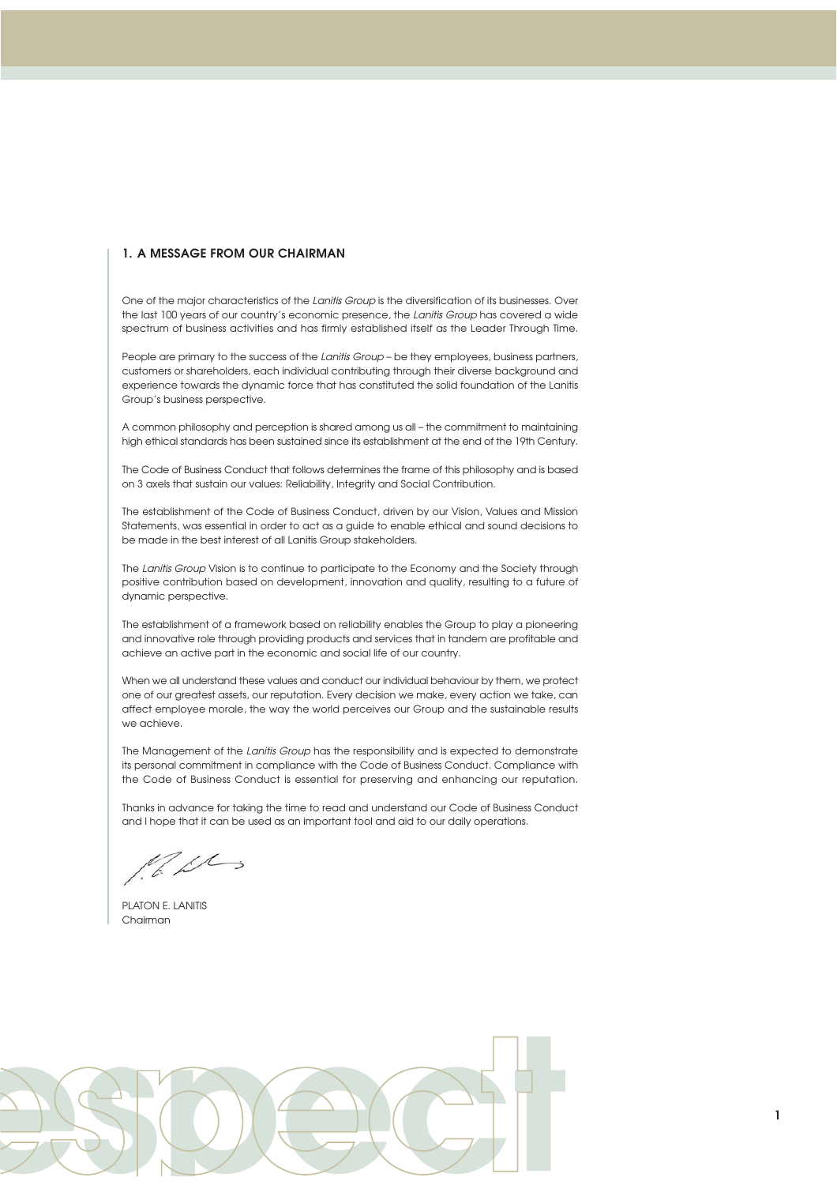## 1. A MESSAGE FROM OUR CHAIRMAN

One of the major characteristics of the *Lanitis Group* is the diversification of its businesses. Over the last 100 years of our country's economic presence, the *Lanitis Group* has covered a wide spectrum of business activities and has firmly established itself as the Leader Through Time.

People are primary to the success of the *Lanitis Group* – be they employees, business partners, customers or shareholders, each individual contributing through their diverse background and experience towards the dynamic force that has constituted the solid foundation of the Lanitis Group's business perspective.

A common philosophy and perception is shared among us all – the commitment to maintaining high ethical standards has been sustained since its establishment at the end of the 19th Century.

The Code of Business Conduct that follows determines the frame of this philosophy and is based on 3 axels that sustain our values: Reliability, Integrity and Social Contribution.

The establishment of the Code of Business Conduct, driven by our Vision, Values and Mission Statements, was essential in order to act as a guide to enable ethical and sound decisions to be made in the best interest of all Lanitis Group stakeholders.

The *Lanitis Group* Vision is to continue to participate to the Economy and the Society through positive contribution based on development, innovation and quality, resulting to a future of dynamic perspective.

The establishment of a framework based on reliability enables the Group to play a pioneering and innovative role through providing products and services that in tandem are profitable and achieve an active part in the economic and social life of our country.

When we all understand these values and conduct our individual behaviour by them, we protect one of our greatest assets, our reputation. Every decision we make, every action we take, can affect employee morale, the way the world perceives our Group and the sustainable results we achieve.

The Management of the *Lanitis Group* has the responsibility and is expected to demonstrate its personal commitment in compliance with the Code of Business Conduct. Compliance with the Code of Business Conduct is essential for preserving and enhancing our reputation.

Thanks in advance for taking the time to read and understand our Code of Business Conduct and I hope that it can be used as an important tool and aid to our daily operations.

PLATON E. LANITIS
Chairman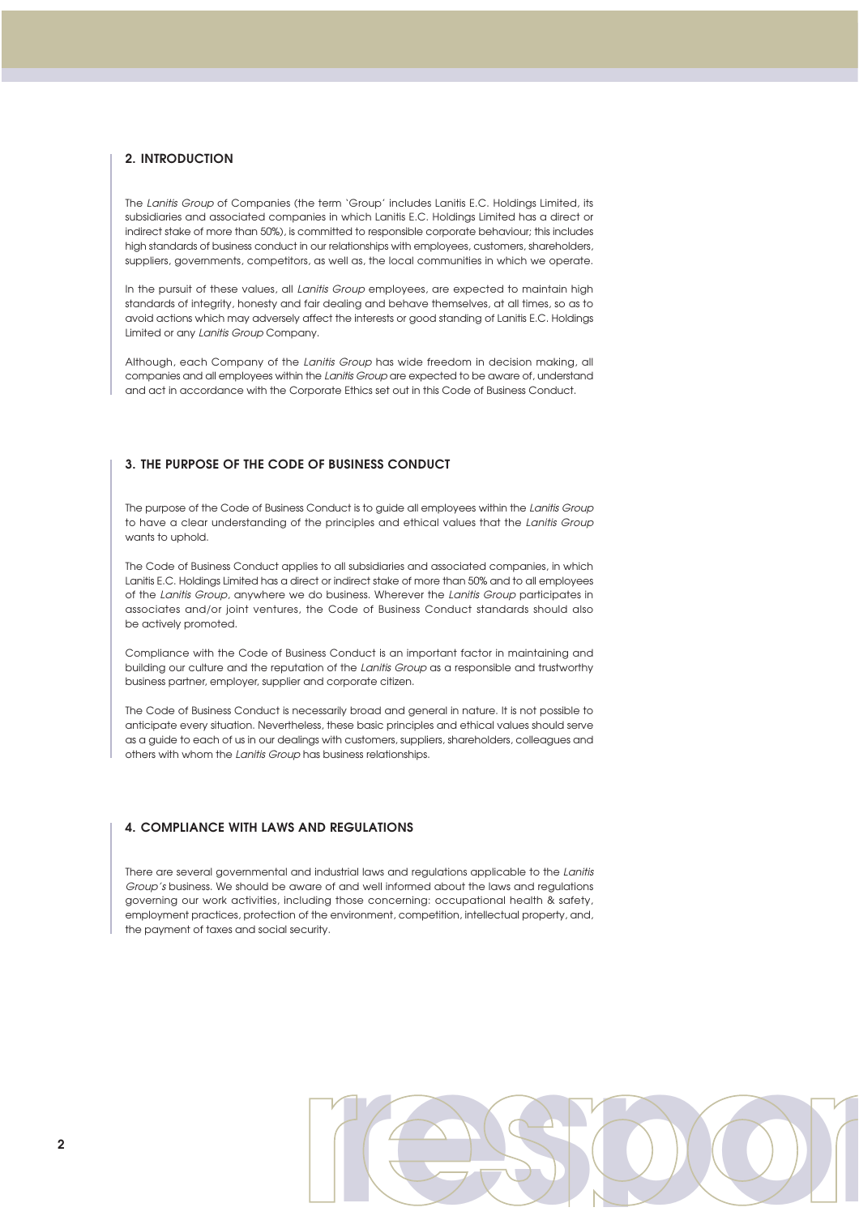## 2. INTRODUCTION

The *Lanitis Group* of Companies (the term 'Group' includes Lanitis E.C. Holdings Limited, its subsidiaries and associated companies in which Lanitis E.C. Holdings Limited has a direct or indirect stake of more than 50%), is committed to responsible corporate behaviour; this includes high standards of business conduct in our relationships with employees, customers, shareholders, suppliers, governments, competitors, as well as, the local communities in which we operate.

In the pursuit of these values, all *Lanitis Group* employees, are expected to maintain high standards of integrity, honesty and fair dealing and behave themselves, at all times, so as to avoid actions which may adversely affect the interests or good standing of Lanitis E.C. Holdings Limited or any *Lanitis Group* Company.

Although, each Company of the *Lanitis Group* has wide freedom in decision making, all companies and all employees within the *Lanitis Group* are expected to be aware of, understand and act in accordance with the Corporate Ethics set out in this Code of Business Conduct.

## 3. THE PURPOSE OF THE CODE OF BUSINESS CONDUCT

The purpose of the Code of Business Conduct is to guide all employees within the *Lanitis Group* to have a clear understanding of the principles and ethical values that the *Lanitis Group* wants to uphold.

The Code of Business Conduct applies to all subsidiaries and associated companies, in which Lanitis E.C. Holdings Limited has a direct or indirect stake of more than 50% and to all employees of the *Lanitis Group*, anywhere we do business. Wherever the *Lanitis Group* participates in associates and/or joint ventures, the Code of Business Conduct standards should also be actively promoted.

Compliance with the Code of Business Conduct is an important factor in maintaining and building our culture and the reputation of the *Lanitis Group* as a responsible and trustworthy business partner, employer, supplier and corporate citizen.

The Code of Business Conduct is necessarily broad and general in nature. It is not possible to anticipate every situation. Nevertheless, these basic principles and ethical values should serve as a guide to each of us in our dealings with customers, suppliers, shareholders, colleagues and others with whom the *Lanitis Group* has business relationships.

## 4. COMPLIANCE WITH LAWS AND REGULATIONS

There are several governmental and industrial laws and regulations applicable to the *Lanitis Group's* business. We should be aware of and well informed about the laws and regulations governing our work activities, including those concerning: occupational health & safety, employment practices, protection of the environment, competition, intellectual property, and, the payment of taxes and social security.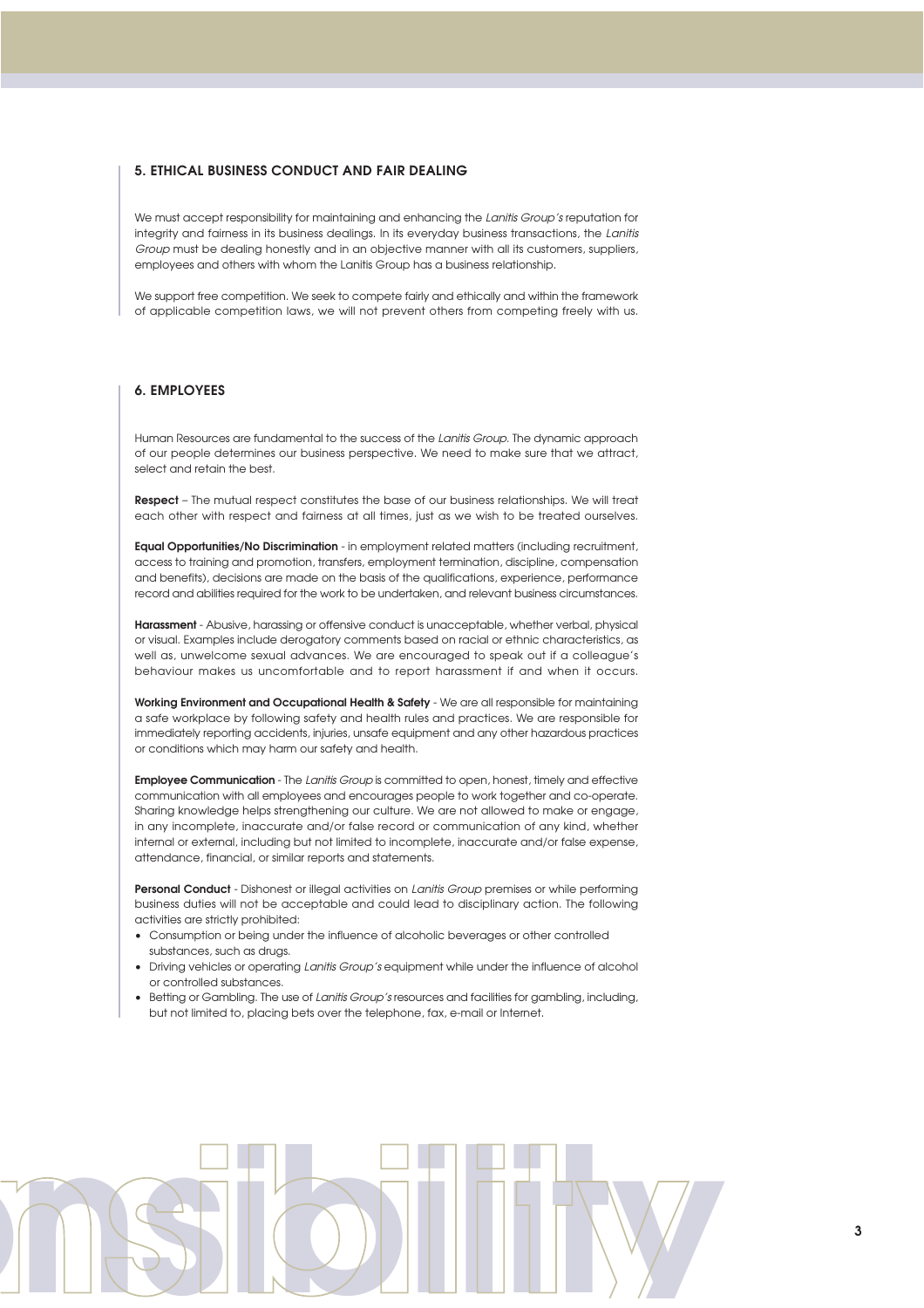## 5. ETHICAL BUSINESS CONDUCT AND FAIR DEALING

We must accept responsibility for maintaining and enhancing the *Lanitis Group's* reputation for integrity and fairness in its business dealings. In its everyday business transactions, the *Lanitis Group* must be dealing honestly and in an objective manner with all its customers, suppliers, employees and others with whom the Lanitis Group has a business relationship.

We support free competition. We seek to compete fairly and ethically and within the framework of applicable competition laws, we will not prevent others from competing freely with us.

## 6. EMPLOYEES

Human Resources are fundamental to the success of the *Lanitis Group*. The dynamic approach of our people determines our business perspective. We need to make sure that we attract, select and retain the best.

**Respect** – The mutual respect constitutes the base of our business relationships. We will treat each other with respect and fairness at all times, just as we wish to be treated ourselves.

**Equal Opportunities/No Discrimination** - in employment related matters (including recruitment, access to training and promotion, transfers, employment termination, discipline, compensation and benefits), decisions are made on the basis of the qualifications, experience, performance record and abilities required for the work to be undertaken, and relevant business circumstances.

**Harassment** - Abusive, harassing or offensive conduct is unacceptable, whether verbal, physical or visual. Examples include derogatory comments based on racial or ethnic characteristics, as well as, unwelcome sexual advances. We are encouraged to speak out if a colleague's behaviour makes us uncomfortable and to report harassment if and when it occurs.

**Working Environment and Occupational Health & Safety** - We are all responsible for maintaining a safe workplace by following safety and health rules and practices. We are responsible for immediately reporting accidents, injuries, unsafe equipment and any other hazardous practices or conditions which may harm our safety and health.

**Employee Communication** - The *Lanitis Group* is committed to open, honest, timely and effective communication with all employees and encourages people to work together and co-operate. Sharing knowledge helps strengthening our culture. We are not allowed to make or engage, in any incomplete, inaccurate and/or false record or communication of any kind, whether internal or external, including but not limited to incomplete, inaccurate and/or false expense, attendance, financial, or similar reports and statements.

**Personal Conduct** - Dishonest or illegal activities on *Lanitis Group* premises or while performing business duties will not be acceptable and could lead to disciplinary action. The following activities are strictly prohibited:

- Consumption or being under the influence of alcoholic beverages or other controlled substances, such as drugs.
- Driving vehicles or operating *Lanitis Group's* equipment while under the influence of alcohol or controlled substances.
- Betting or Gambling. The use of *Lanitis Group's* resources and facilities for gambling, including, but not limited to, placing bets over the telephone, fax, e-mail or Internet.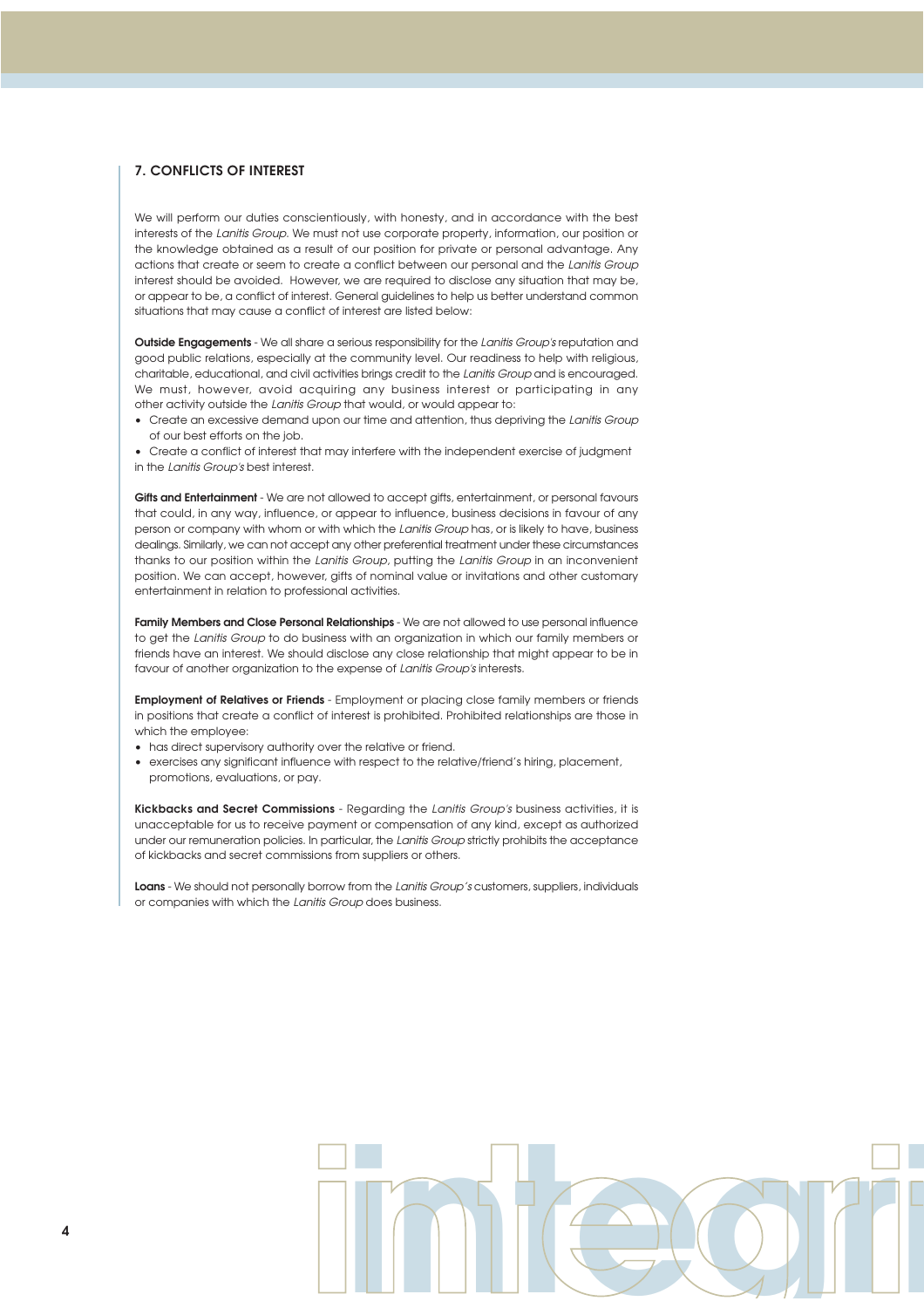## 7. CONFLICTS OF INTEREST

We will perform our duties conscientiously, with honesty, and in accordance with the best interests of the *Lanitis Group*. We must not use corporate property, information, our position or the knowledge obtained as a result of our position for private or personal advantage. Any actions that create or seem to create a conflict between our personal and the *Lanitis Group* interest should be avoided. However, we are required to disclose any situation that may be, or appear to be, a conflict of interest. General guidelines to help us better understand common situations that may cause a conflict of interest are listed below:

**Outside Engagements** - We all share a serious responsibility for the *Lanitis Group's* reputation and good public relations, especially at the community level. Our readiness to help with religious, charitable, educational, and civil activities brings credit to the *Lanitis Group* and is encouraged. We must, however, avoid acquiring any business interest or participating in any other activity outside the *Lanitis Group* that would, or would appear to:

- Create an excessive demand upon our time and attention, thus depriving the *Lanitis Group* of our best efforts on the job.
- Create a conflict of interest that may interfere with the independent exercise of judgment in the *Lanitis Group's* best interest.

**Gifts and Entertainment** - We are not allowed to accept gifts, entertainment, or personal favours that could, in any way, influence, or appear to influence, business decisions in favour of any person or company with whom or with which the *Lanitis Group* has, or is likely to have, business dealings. Similarly, we can not accept any other preferential treatment under these circumstances thanks to our position within the *Lanitis Group*, putting the *Lanitis Group* in an inconvenient position. We can accept, however, gifts of nominal value or invitations and other customary entertainment in relation to professional activities.

**Family Members and Close Personal Relationships** - We are not allowed to use personal influence to get the *Lanitis Group* to do business with an organization in which our family members or friends have an interest. We should disclose any close relationship that might appear to be in favour of another organization to the expense of *Lanitis Group's* interests.

**Employment of Relatives or Friends** - Employment or placing close family members or friends in positions that create a conflict of interest is prohibited. Prohibited relationships are those in which the employee:

- has direct supervisory authority over the relative or friend.
- exercises any significant influence with respect to the relative/friend's hiring, placement, promotions, evaluations, or pay.

**Kickbacks and Secret Commissions** - Regarding the *Lanitis Group's* business activities, it is unacceptable for us to receive payment or compensation of any kind, except as authorized under our remuneration policies. In particular, the *Lanitis Group* strictly prohibits the acceptance of kickbacks and secret commissions from suppliers or others.

**Loans** - We should not personally borrow from the *Lanitis Group's* customers, suppliers, individuals or companies with which the *Lanitis Group* does business.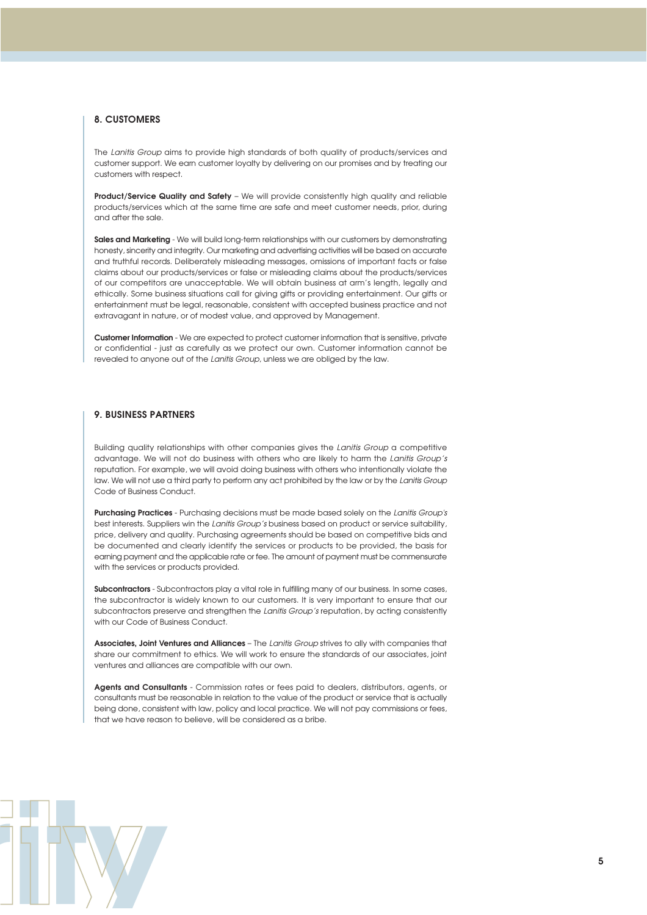## 8. CUSTOMERS

The *Lanitis Group* aims to provide high standards of both quality of products/services and customer support. We earn customer loyalty by delivering on our promises and by treating our customers with respect.

**Product/Service Quality and Safety** – We will provide consistently high quality and reliable products/services which at the same time are safe and meet customer needs, prior, during and after the sale.

**Sales and Marketing** - We will build long-term relationships with our customers by demonstrating honesty, sincerity and integrity. Our marketing and advertising activities will be based on accurate and truthful records. Deliberately misleading messages, omissions of important facts or false claims about our products/services or false or misleading claims about the products/services of our competitors are unacceptable. We will obtain business at arm's length, legally and ethically. Some business situations call for giving gifts or providing entertainment. Our gifts or entertainment must be legal, reasonable, consistent with accepted business practice and not extravagant in nature, or of modest value, and approved by Management.

**Customer Information** - We are expected to protect customer information that is sensitive, private or confidential - just as carefully as we protect our own. Customer information cannot be revealed to anyone out of the *Lanitis Group*, unless we are obliged by the law.

## 9. BUSINESS PARTNERS

Building quality relationships with other companies gives the *Lanitis Group* a competitive advantage. We will not do business with others who are likely to harm the *Lanitis Group's* reputation. For example, we will avoid doing business with others who intentionally violate the law. We will not use a third party to perform any act prohibited by the law or by the *Lanitis Group* Code of Business Conduct.

**Purchasing Practices** - Purchasing decisions must be made based solely on the *Lanitis Group's* best interests. Suppliers win the *Lanitis Group's* business based on product or service suitability, price, delivery and quality. Purchasing agreements should be based on competitive bids and be documented and clearly identify the services or products to be provided, the basis for earning payment and the applicable rate or fee. The amount of payment must be commensurate with the services or products provided.

**Subcontractors** - Subcontractors play a vital role in fulfilling many of our business. In some cases, the subcontractor is widely known to our customers. It is very important to ensure that our subcontractors preserve and strengthen the *Lanitis Group's* reputation, by acting consistently with our Code of Business Conduct.

**Associates, Joint Ventures and Alliances** – The *Lanitis Group* strives to ally with companies that share our commitment to ethics. We will work to ensure the standards of our associates, joint ventures and alliances are compatible with our own.

**Agents and Consultants** - Commission rates or fees paid to dealers, distributors, agents, or consultants must be reasonable in relation to the value of the product or service that is actually being done, consistent with law, policy and local practice. We will not pay commissions or fees, that we have reason to believe, will be considered as a bribe.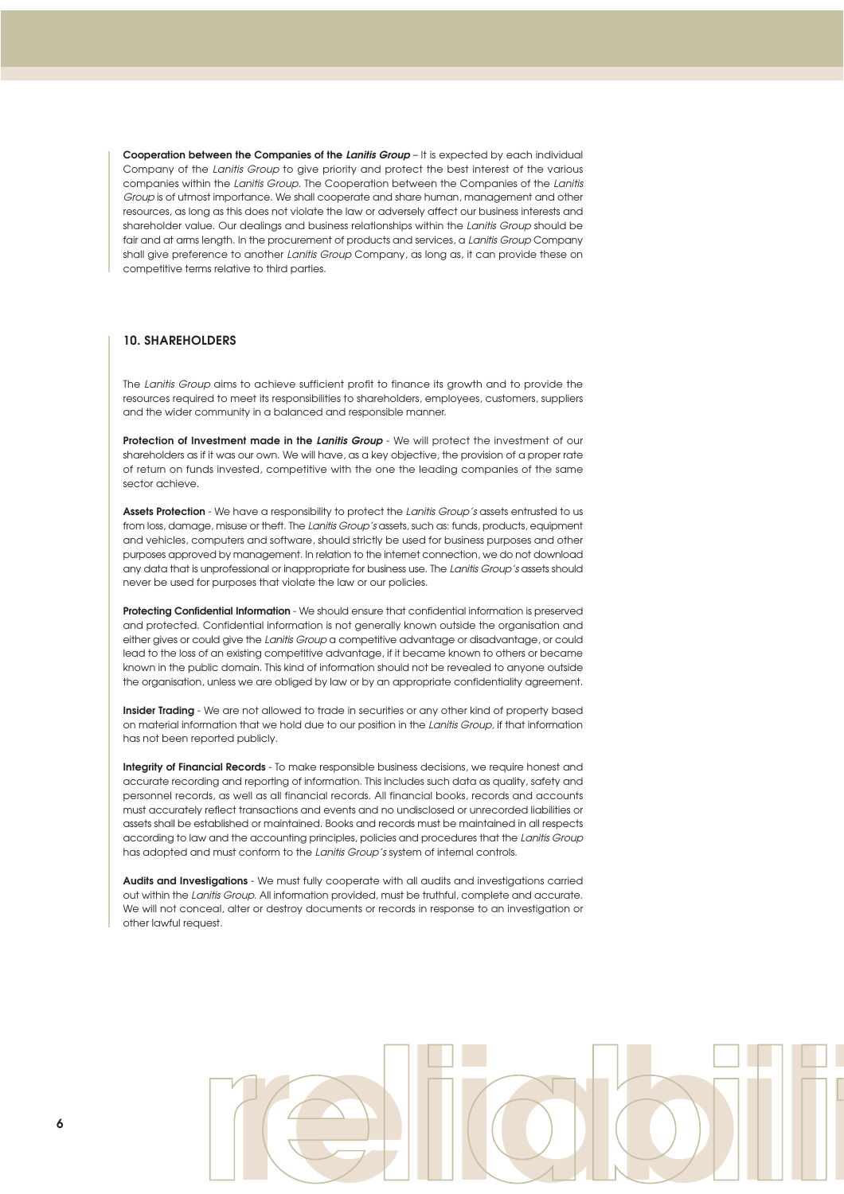**Cooperation between the Companies of the *Lanitis Group*** – It is expected by each individual Company of the *Lanitis Group* to give priority and protect the best interest of the various companies within the *Lanitis Group*. The Cooperation between the Companies of the *Lanitis Group* is of utmost importance. We shall cooperate and share human, management and other resources, as long as this does not violate the law or adversely affect our business interests and shareholder value. Our dealings and business relationships within the *Lanitis Group* should be fair and at arms length. In the procurement of products and services, a *Lanitis Group* Company shall give preference to another *Lanitis Group* Company, as long as, it can provide these on competitive terms relative to third parties.

## 10. SHAREHOLDERS

The *Lanitis Group* aims to achieve sufficient profit to finance its growth and to provide the resources required to meet its responsibilities to shareholders, employees, customers, suppliers and the wider community in a balanced and responsible manner.

**Protection of Investment made in the *Lanitis Group*** - We will protect the investment of our shareholders as if it was our own. We will have, as a key objective, the provision of a proper rate of return on funds invested, competitive with the one the leading companies of the same sector achieve.

**Assets Protection** - We have a responsibility to protect the *Lanitis Group's* assets entrusted to us from loss, damage, misuse or theft. The *Lanitis Group's* assets, such as: funds, products, equipment and vehicles, computers and software, should strictly be used for business purposes and other purposes approved by management. In relation to the internet connection, we do not download any data that is unprofessional or inappropriate for business use. The *Lanitis Group's* assets should never be used for purposes that violate the law or our policies.

**Protecting Confidential Information** - We should ensure that confidential information is preserved and protected. Confidential information is not generally known outside the organisation and either gives or could give the *Lanitis Group* a competitive advantage or disadvantage, or could lead to the loss of an existing competitive advantage, if it became known to others or became known in the public domain. This kind of information should not be revealed to anyone outside the organisation, unless we are obliged by law or by an appropriate confidentiality agreement.

**Insider Trading** - We are not allowed to trade in securities or any other kind of property based on material information that we hold due to our position in the *Lanitis Group*, if that information has not been reported publicly.

**Integrity of Financial Records** - To make responsible business decisions, we require honest and accurate recording and reporting of information. This includes such data as quality, safety and personnel records, as well as all financial records. All financial books, records and accounts must accurately reflect transactions and events and no undisclosed or unrecorded liabilities or assets shall be established or maintained. Books and records must be maintained in all respects according to law and the accounting principles, policies and procedures that the *Lanitis Group* has adopted and must conform to the *Lanitis Group's* system of internal controls.

**Audits and Investigations** - We must fully cooperate with all audits and investigations carried out within the *Lanitis Group*. All information provided, must be truthful, complete and accurate. We will not conceal, alter or destroy documents or records in response to an investigation or other lawful request.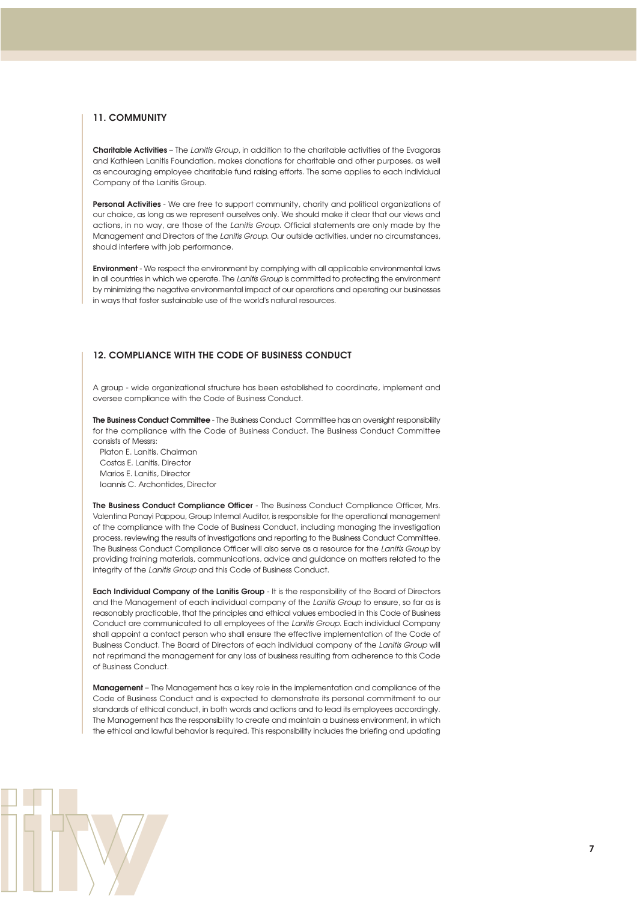## 11. COMMUNITY

**Charitable Activities** – The *Lanitis Group*, in addition to the charitable activities of the Evagoras and Kathleen Lanitis Foundation, makes donations for charitable and other purposes, as well as encouraging employee charitable fund raising efforts. The same applies to each individual Company of the Lanitis Group.

**Personal Activities** - We are free to support community, charity and political organizations of our choice, as long as we represent ourselves only. We should make it clear that our views and actions, in no way, are those of the *Lanitis Group.* Official statements are only made by the Management and Directors of the *Lanitis Group.* Our outside activities, under no circumstances, should interfere with job performance.

**Environment** - We respect the environment by complying with all applicable environmental laws in all countries in which we operate. The *Lanitis Group* is committed to protecting the environment by minimizing the negative environmental impact of our operations and operating our businesses in ways that foster sustainable use of the world's natural resources.

## 12. COMPLIANCE WITH THE CODE OF BUSINESS CONDUCT

A group - wide organizational structure has been established to coordinate, implement and oversee compliance with the Code of Business Conduct.

**The Business Conduct Committee** - The Business Conduct Committee has an oversight responsibility for the compliance with the Code of Business Conduct. The Business Conduct Committee consists of Messrs:

Platon E. Lanitis, Chairman
Costas E. Lanitis, Director
Marios E. Lanitis, Director
Ioannis C. Archontides, Director

**The Business Conduct Compliance Officer** - The Business Conduct Compliance Officer, Mrs. Valentina Panayi Pappou, Group Internal Auditor, is responsible for the operational management of the compliance with the Code of Business Conduct, including managing the investigation process, reviewing the results of investigations and reporting to the Business Conduct Committee. The Business Conduct Compliance Officer will also serve as a resource for the *Lanitis Group* by providing training materials, communications, advice and guidance on matters related to the integrity of the *Lanitis Group* and this Code of Business Conduct.

**Each Individual Company of the Lanitis Group** - It is the responsibility of the Board of Directors and the Management of each individual company of the *Lanitis Group* to ensure, so far as is reasonably practicable, that the principles and ethical values embodied in this Code of Business Conduct are communicated to all employees of the *Lanitis Group.* Each individual Company shall appoint a contact person who shall ensure the effective implementation of the Code of Business Conduct. The Board of Directors of each individual company of the *Lanitis Group* will not reprimand the management for any loss of business resulting from adherence to this Code of Business Conduct.

**Management** – The Management has a key role in the implementation and compliance of the Code of Business Conduct and is expected to demonstrate its personal commitment to our standards of ethical conduct, in both words and actions and to lead its employees accordingly. The Management has the responsibility to create and maintain a business environment, in which the ethical and lawful behavior is required. This responsibility includes the briefing and updating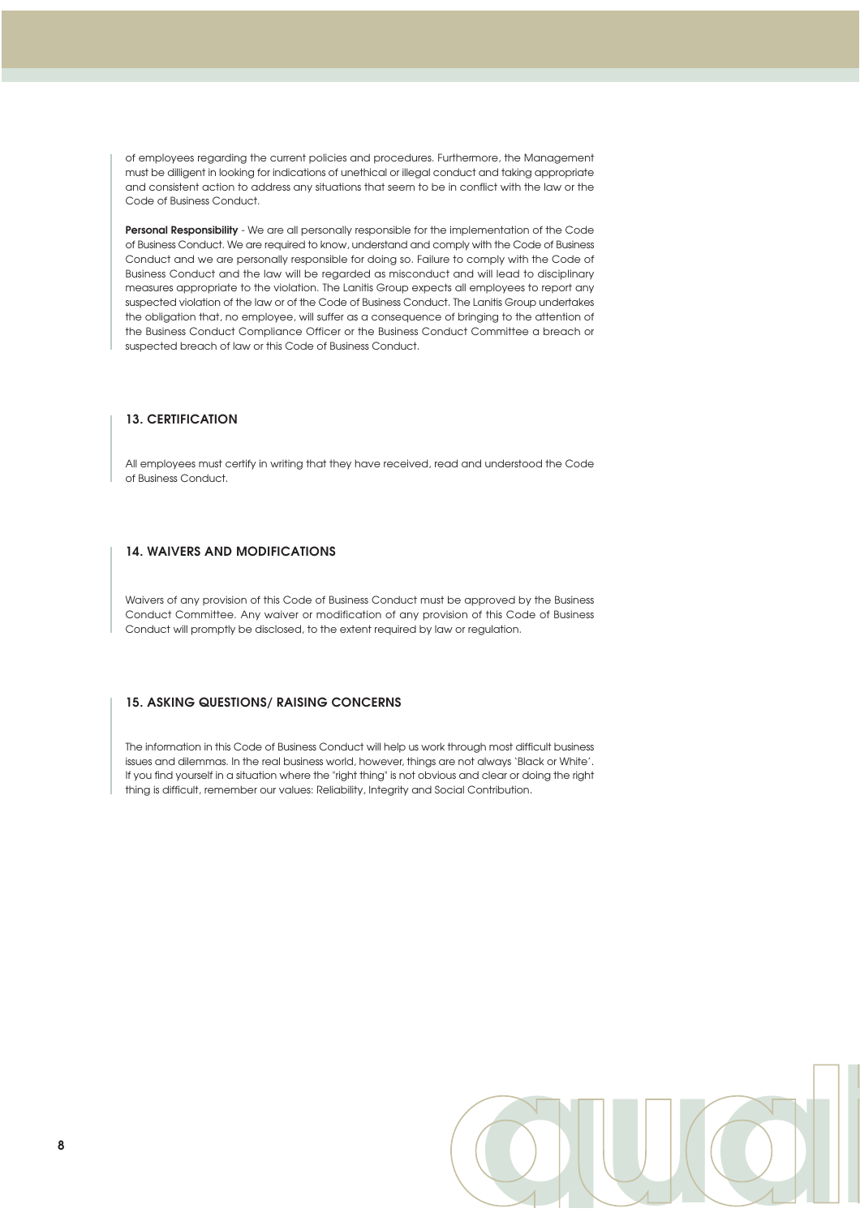of employees regarding the current policies and procedures. Furthermore, the Management must be dilligent in looking for indications of unethical or illegal conduct and taking appropriate and consistent action to address any situations that seem to be in conflict with the law or the Code of Business Conduct.

**Personal Responsibility** - We are all personally responsible for the implementation of the Code of Business Conduct. We are required to know, understand and comply with the Code of Business Conduct and we are personally responsible for doing so. Failure to comply with the Code of Business Conduct and the law will be regarded as misconduct and will lead to disciplinary measures appropriate to the violation. The Lanitis Group expects all employees to report any suspected violation of the law or of the Code of Business Conduct. The Lanitis Group undertakes the obligation that, no employee, will suffer as a consequence of bringing to the attention of the Business Conduct Compliance Officer or the Business Conduct Committee a breach or suspected breach of law or this Code of Business Conduct.

## 13. CERTIFICATION

All employees must certify in writing that they have received, read and understood the Code of Business Conduct.

## 14. WAIVERS AND MODIFICATIONS

Waivers of any provision of this Code of Business Conduct must be approved by the Business Conduct Committee. Any waiver or modification of any provision of this Code of Business Conduct will promptly be disclosed, to the extent required by law or regulation.

## 15. ASKING QUESTIONS/ RAISING CONCERNS

The information in this Code of Business Conduct will help us work through most difficult business issues and dilemmas. In the real business world, however, things are not always 'Black or White'. If you find yourself in a situation where the "right thing" is not obvious and clear or doing the right thing is difficult, remember our values: Reliability, Integrity and Social Contribution.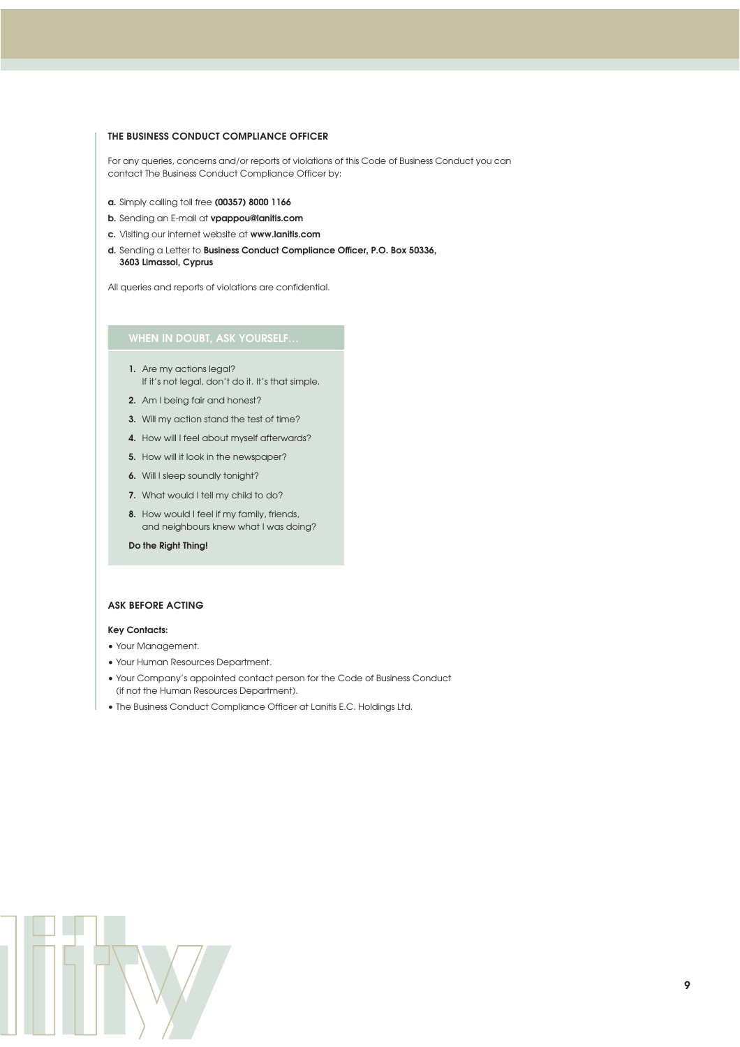## THE BUSINESS CONDUCT COMPLIANCE OFFICER

For any queries, concerns and/or reports of violations of this Code of Business Conduct you can contact The Business Conduct Compliance Officer by:

**a.** Simply calling toll free **(00357) 8000 1166**

**b.** Sending an E-mail at **vpappou@lanitis.com**

**c.** Visiting our internet website at **www.lanitis.com**

**d.** Sending a Letter to **Business Conduct Compliance Officer, P.O. Box 50336, 3603 Limassol, Cyprus**

All queries and reports of violations are confidential.

### WHEN IN DOUBT, ASK YOURSELF…

1. Are my actions legal?
   If it's not legal, don't do it. It's that simple.
2. Am I being fair and honest?
3. Will my action stand the test of time?
4. How will I feel about myself afterwards?
5. How will it look in the newspaper?
6. Will I sleep soundly tonight?
7. What would I tell my child to do?
8. How would I feel if my family, friends, and neighbours knew what I was doing?

**Do the Right Thing!**

## ASK BEFORE ACTING

**Key Contacts:**

- Your Management.
- Your Human Resources Department.
- Your Company's appointed contact person for the Code of Business Conduct (if not the Human Resources Department).
- The Business Conduct Compliance Officer at Lanitis E.C. Holdings Ltd.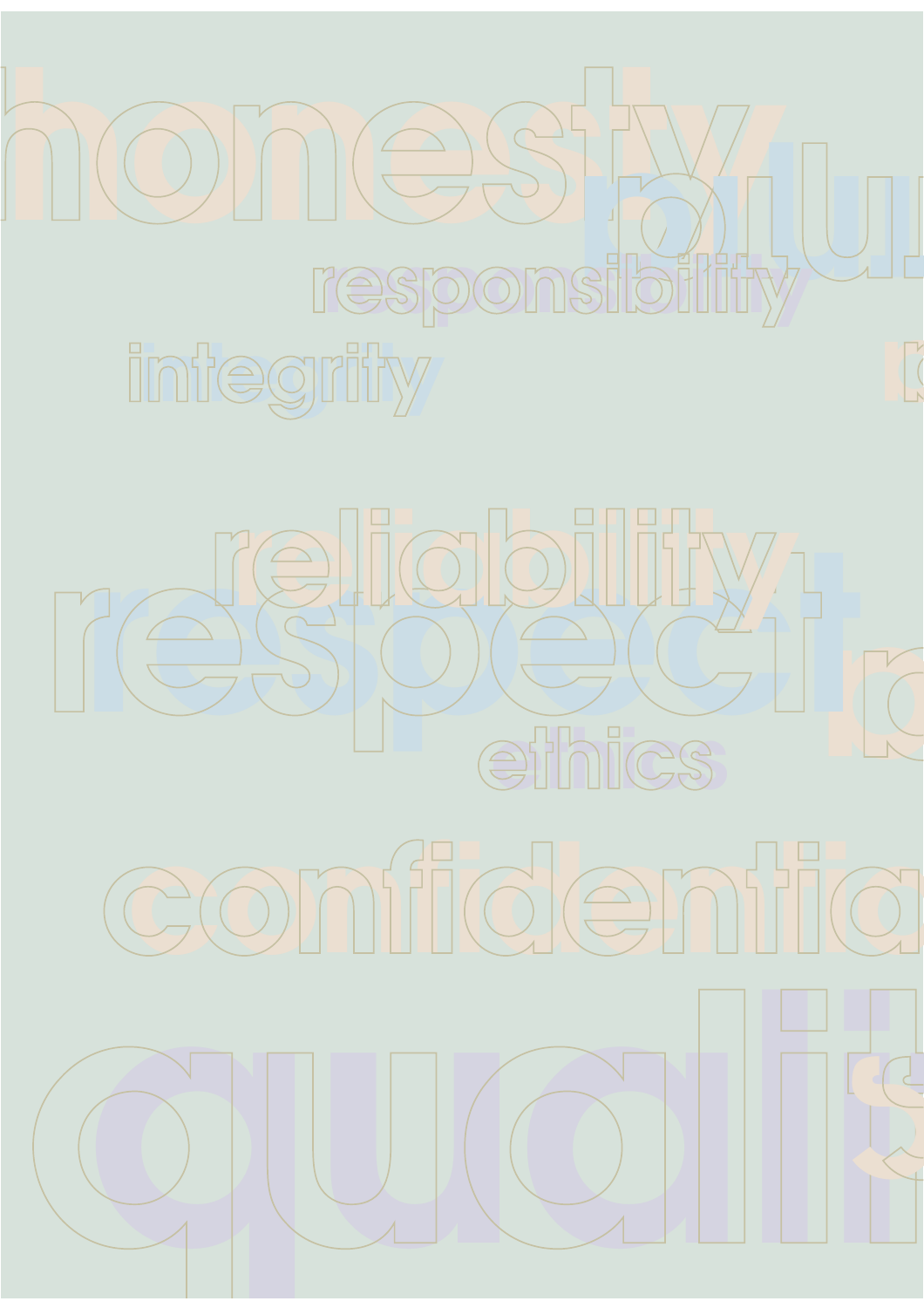honesty

responsibility

integrity

reliability

respect

ethics

confidential

quality